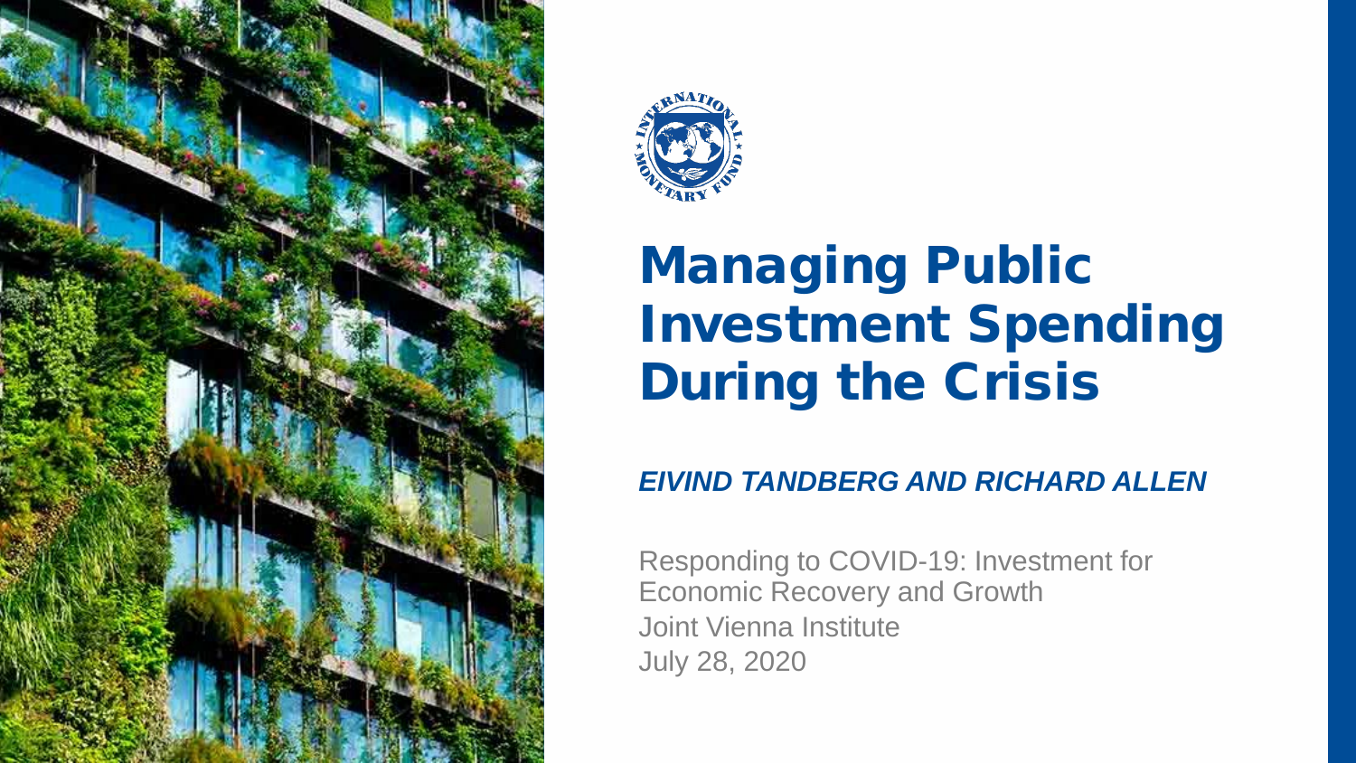# Managing Public Investment Spending During the Crisis

***EIVIND TANDBERG AND RICHARD ALLEN***

Responding to COVID-19: Investment for Economic Recovery and Growth
Joint Vienna Institute
July 28, 2020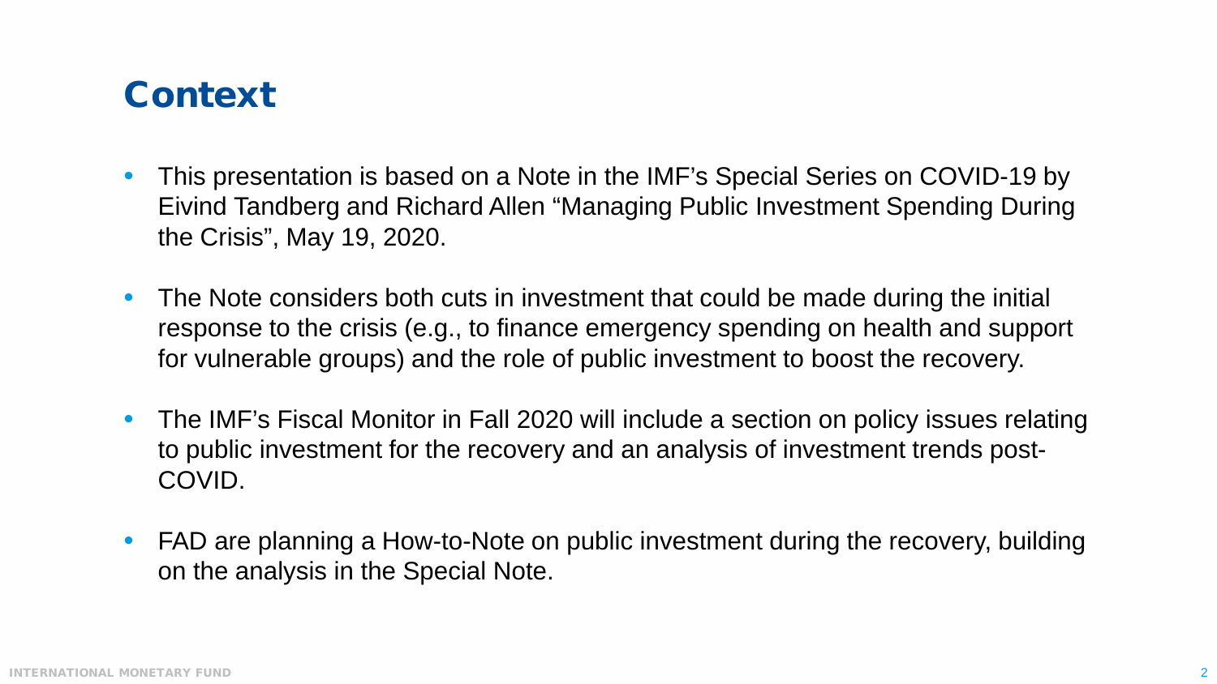# Context

- This presentation is based on a Note in the IMF's Special Series on COVID-19 by Eivind Tandberg and Richard Allen "Managing Public Investment Spending During the Crisis", May 19, 2020.

- The Note considers both cuts in investment that could be made during the initial response to the crisis (e.g., to finance emergency spending on health and support for vulnerable groups) and the role of public investment to boost the recovery.

- The IMF's Fiscal Monitor in Fall 2020 will include a section on policy issues relating to public investment for the recovery and an analysis of investment trends post-COVID.

- FAD are planning a How-to-Note on public investment during the recovery, building on the analysis in the Special Note.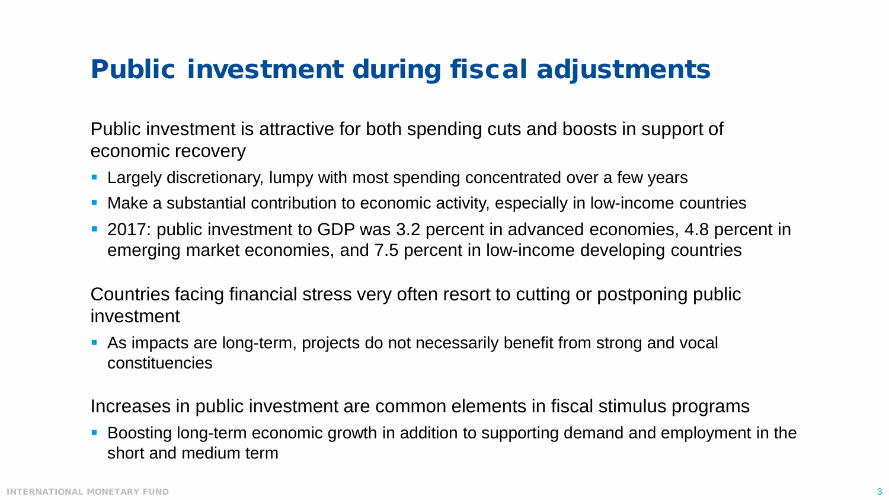# Public investment during fiscal adjustments

Public investment is attractive for both spending cuts and boosts in support of economic recovery

- Largely discretionary, lumpy with most spending concentrated over a few years
- Make a substantial contribution to economic activity, especially in low-income countries
- 2017: public investment to GDP was 3.2 percent in advanced economies, 4.8 percent in emerging market economies, and 7.5 percent in low-income developing countries

Countries facing financial stress very often resort to cutting or postponing public investment

- As impacts are long-term, projects do not necessarily benefit from strong and vocal constituencies

Increases in public investment are common elements in fiscal stimulus programs

- Boosting long-term economic growth in addition to supporting demand and employment in the short and medium term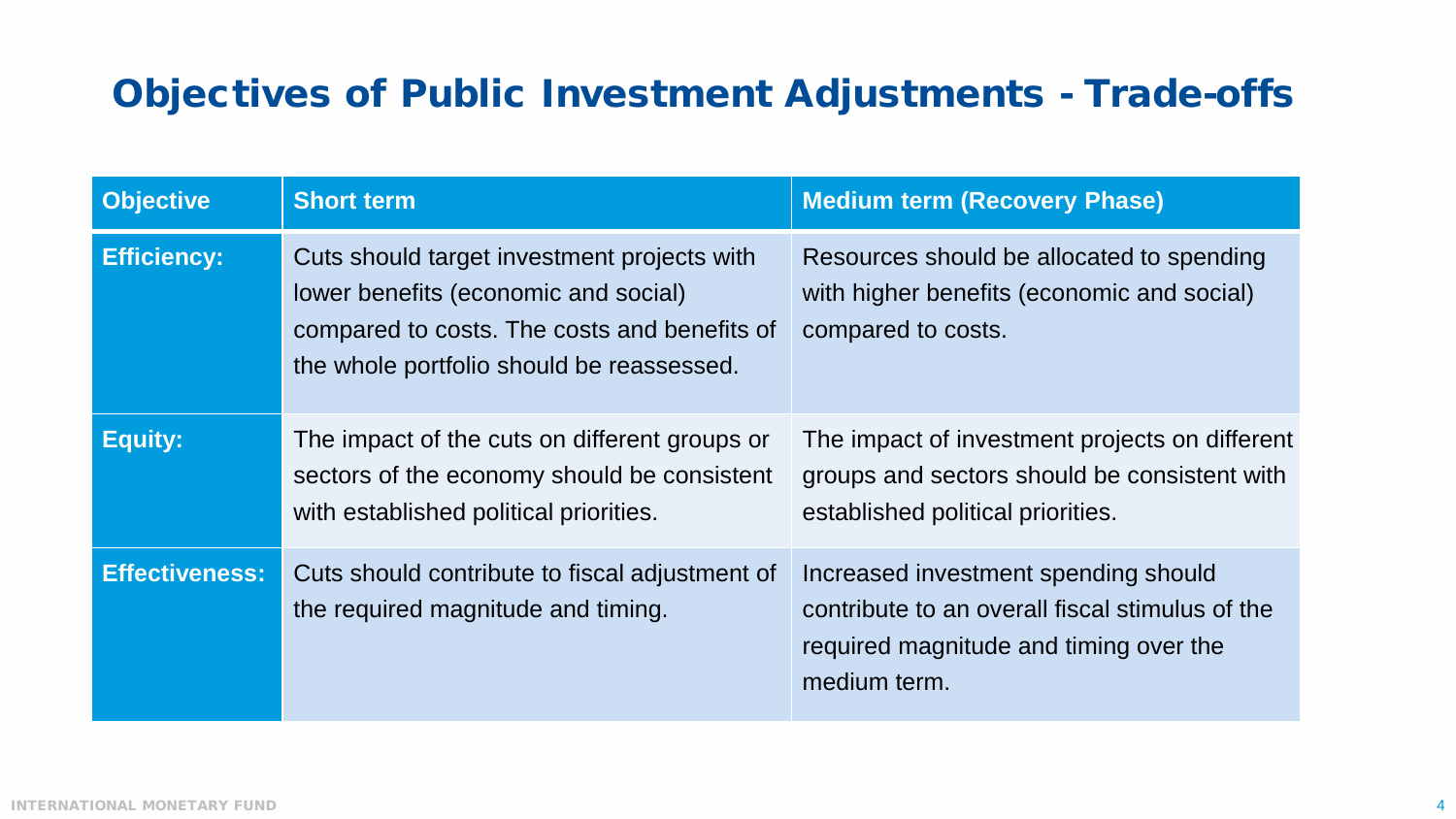# Objectives of Public Investment Adjustments - Trade-offs

| Objective | Short term | Medium term (Recovery Phase) |
|---|---|---|
| **Efficiency:** | Cuts should target investment projects with lower benefits (economic and social) compared to costs. The costs and benefits of the whole portfolio should be reassessed. | Resources should be allocated to spending with higher benefits (economic and social) compared to costs. |
| **Equity:** | The impact of the cuts on different groups or sectors of the economy should be consistent with established political priorities. | The impact of investment projects on different groups and sectors should be consistent with established political priorities. |
| **Effectiveness:** | Cuts should contribute to fiscal adjustment of the required magnitude and timing. | Increased investment spending should contribute to an overall fiscal stimulus of the required magnitude and timing over the medium term. |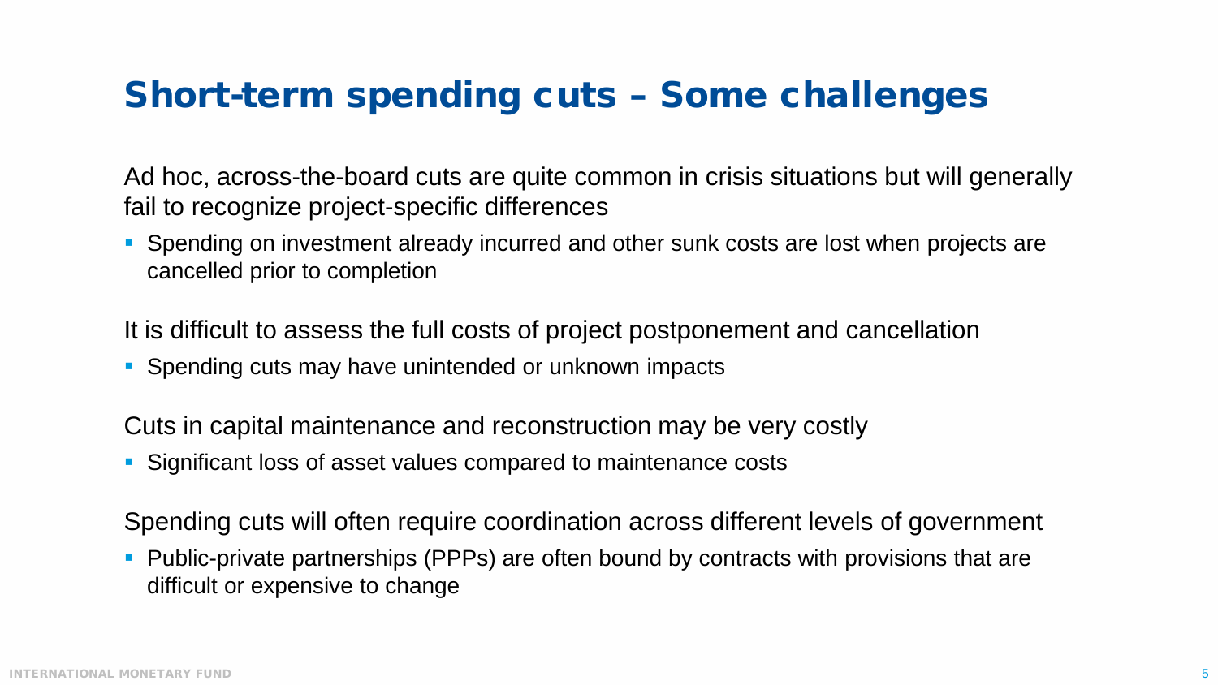# Short-term spending cuts – Some challenges

Ad hoc, across-the-board cuts are quite common in crisis situations but will generally fail to recognize project-specific differences

- Spending on investment already incurred and other sunk costs are lost when projects are cancelled prior to completion

It is difficult to assess the full costs of project postponement and cancellation

- Spending cuts may have unintended or unknown impacts

Cuts in capital maintenance and reconstruction may be very costly

- Significant loss of asset values compared to maintenance costs

Spending cuts will often require coordination across different levels of government

- Public-private partnerships (PPPs) are often bound by contracts with provisions that are difficult or expensive to change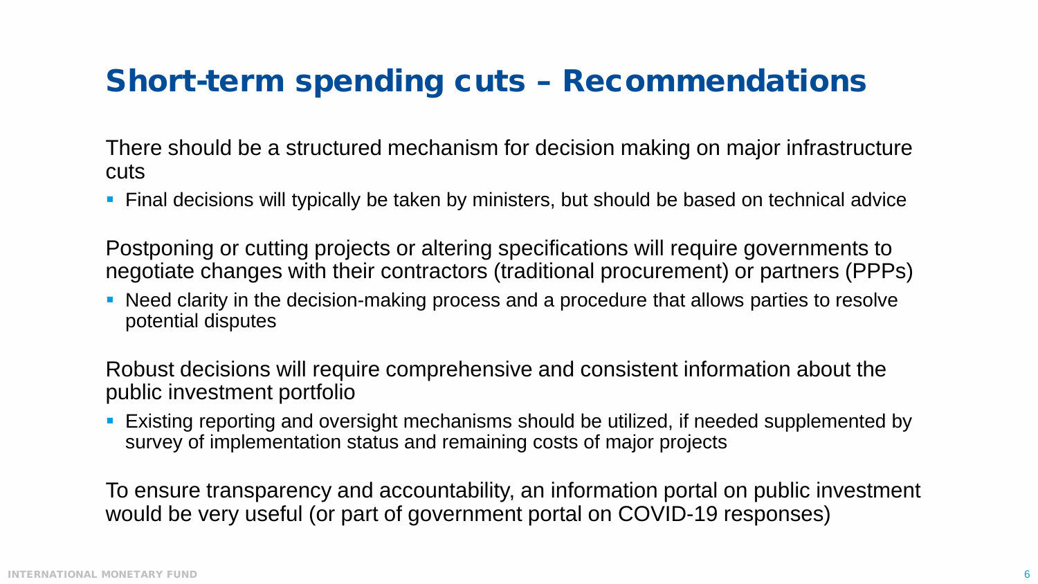# Short-term spending cuts – Recommendations

There should be a structured mechanism for decision making on major infrastructure cuts

- Final decisions will typically be taken by ministers, but should be based on technical advice

Postponing or cutting projects or altering specifications will require governments to negotiate changes with their contractors (traditional procurement) or partners (PPPs)

- Need clarity in the decision-making process and a procedure that allows parties to resolve potential disputes

Robust decisions will require comprehensive and consistent information about the public investment portfolio

- Existing reporting and oversight mechanisms should be utilized, if needed supplemented by survey of implementation status and remaining costs of major projects

To ensure transparency and accountability, an information portal on public investment would be very useful (or part of government portal on COVID-19 responses)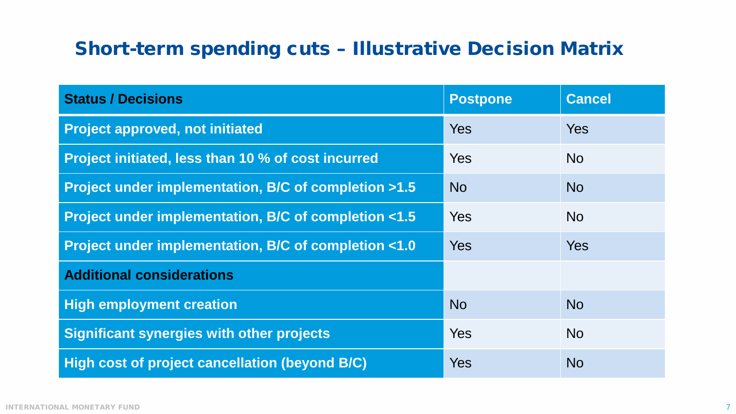## Short-term spending cuts – Illustrative Decision Matrix

| Status / Decisions | Postpone | Cancel |
|---|---|---|
| Project approved, not initiated | Yes | Yes |
| Project initiated, less than 10 % of cost incurred | Yes | No |
| Project under implementation, B/C of completion >1.5 | No | No |
| Project under implementation, B/C of completion <1.5 | Yes | No |
| Project under implementation, B/C of completion <1.0 | Yes | Yes |
| **Additional considerations** | | |
| High employment creation | No | No |
| Significant synergies with other projects | Yes | No |
| High cost of project cancellation (beyond B/C) | Yes | No |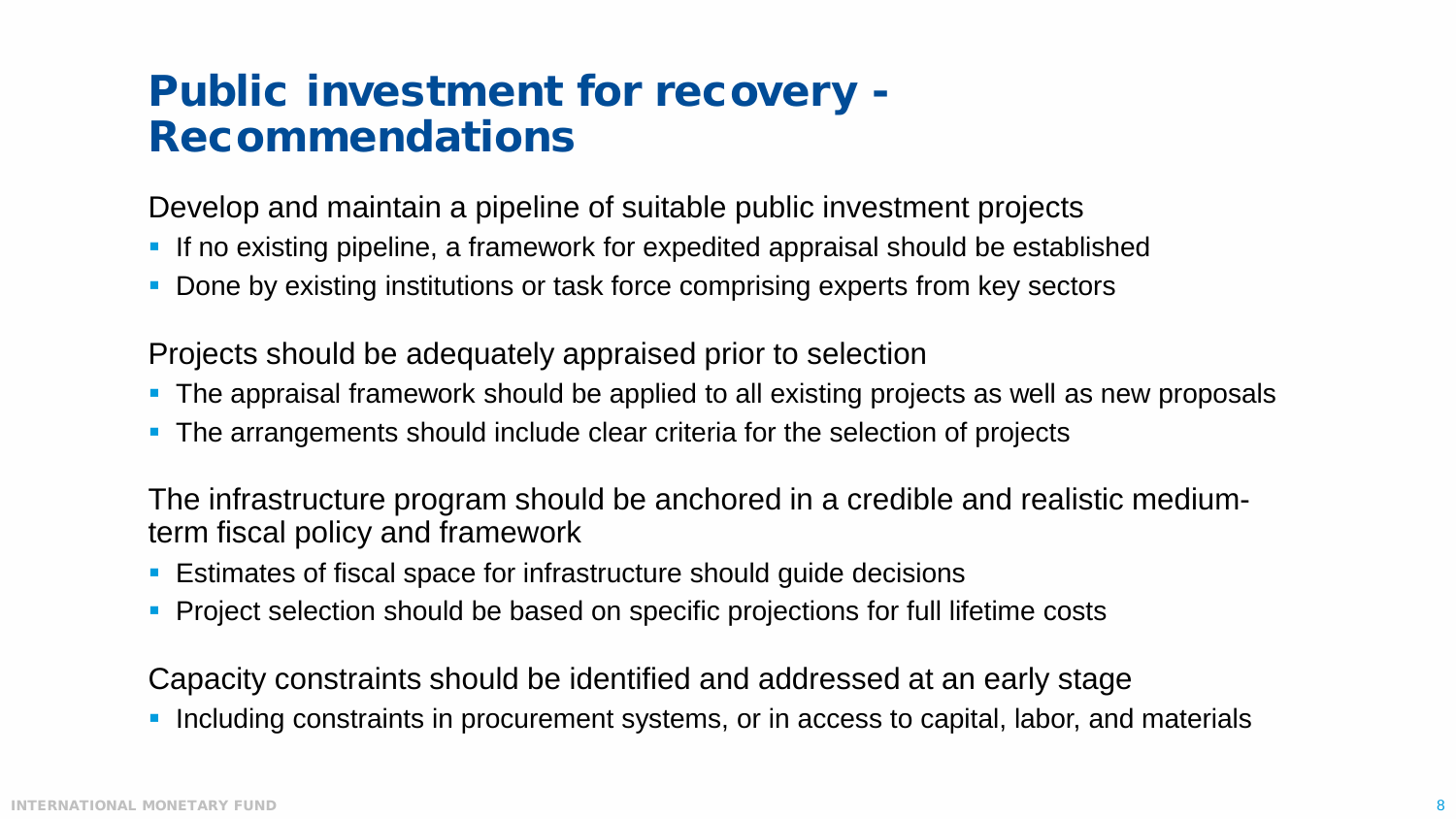# Public investment for recovery - Recommendations

Develop and maintain a pipeline of suitable public investment projects

- If no existing pipeline, a framework for expedited appraisal should be established
- Done by existing institutions or task force comprising experts from key sectors

Projects should be adequately appraised prior to selection

- The appraisal framework should be applied to all existing projects as well as new proposals
- The arrangements should include clear criteria for the selection of projects

The infrastructure program should be anchored in a credible and realistic medium-term fiscal policy and framework

- Estimates of fiscal space for infrastructure should guide decisions
- Project selection should be based on specific projections for full lifetime costs

Capacity constraints should be identified and addressed at an early stage

- Including constraints in procurement systems, or in access to capital, labor, and materials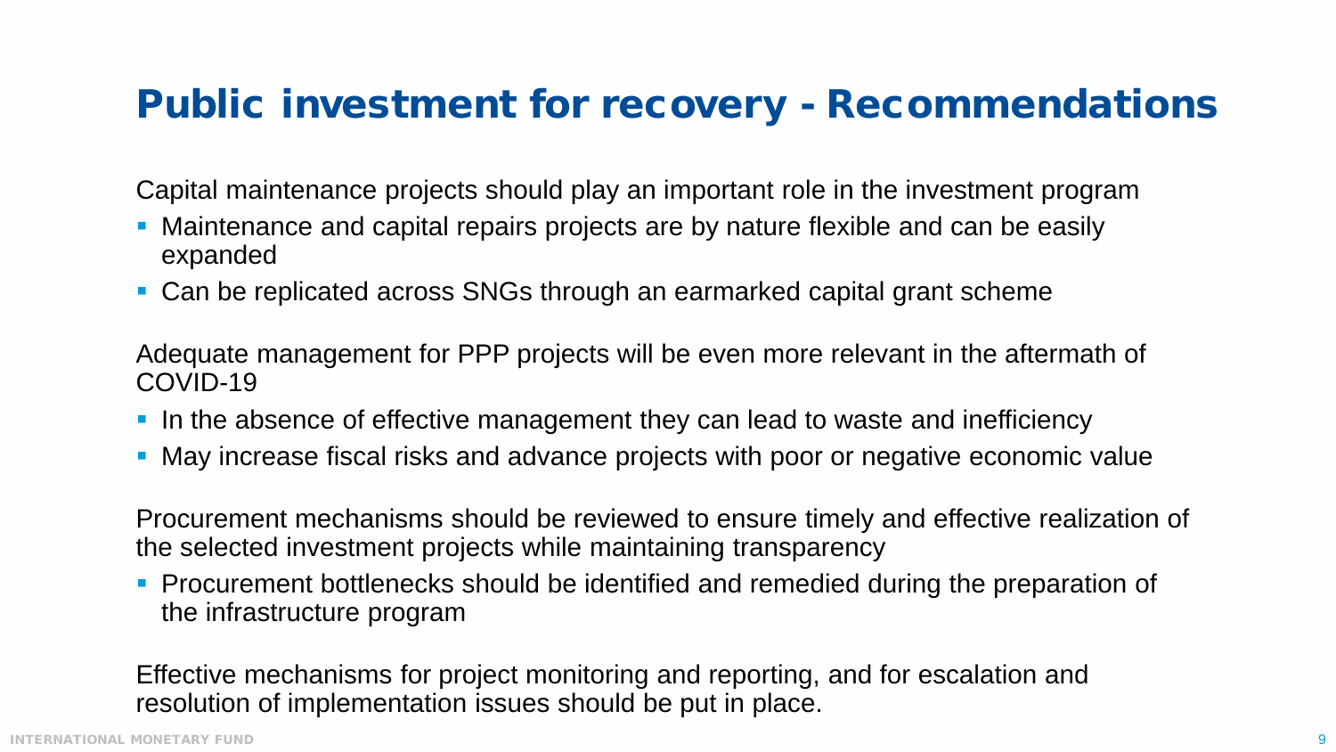# Public investment for recovery - Recommendations

Capital maintenance projects should play an important role in the investment program

- Maintenance and capital repairs projects are by nature flexible and can be easily expanded
- Can be replicated across SNGs through an earmarked capital grant scheme

Adequate management for PPP projects will be even more relevant in the aftermath of COVID-19

- In the absence of effective management they can lead to waste and inefficiency
- May increase fiscal risks and advance projects with poor or negative economic value

Procurement mechanisms should be reviewed to ensure timely and effective realization of the selected investment projects while maintaining transparency

- Procurement bottlenecks should be identified and remedied during the preparation of the infrastructure program

Effective mechanisms for project monitoring and reporting, and for escalation and resolution of implementation issues should be put in place.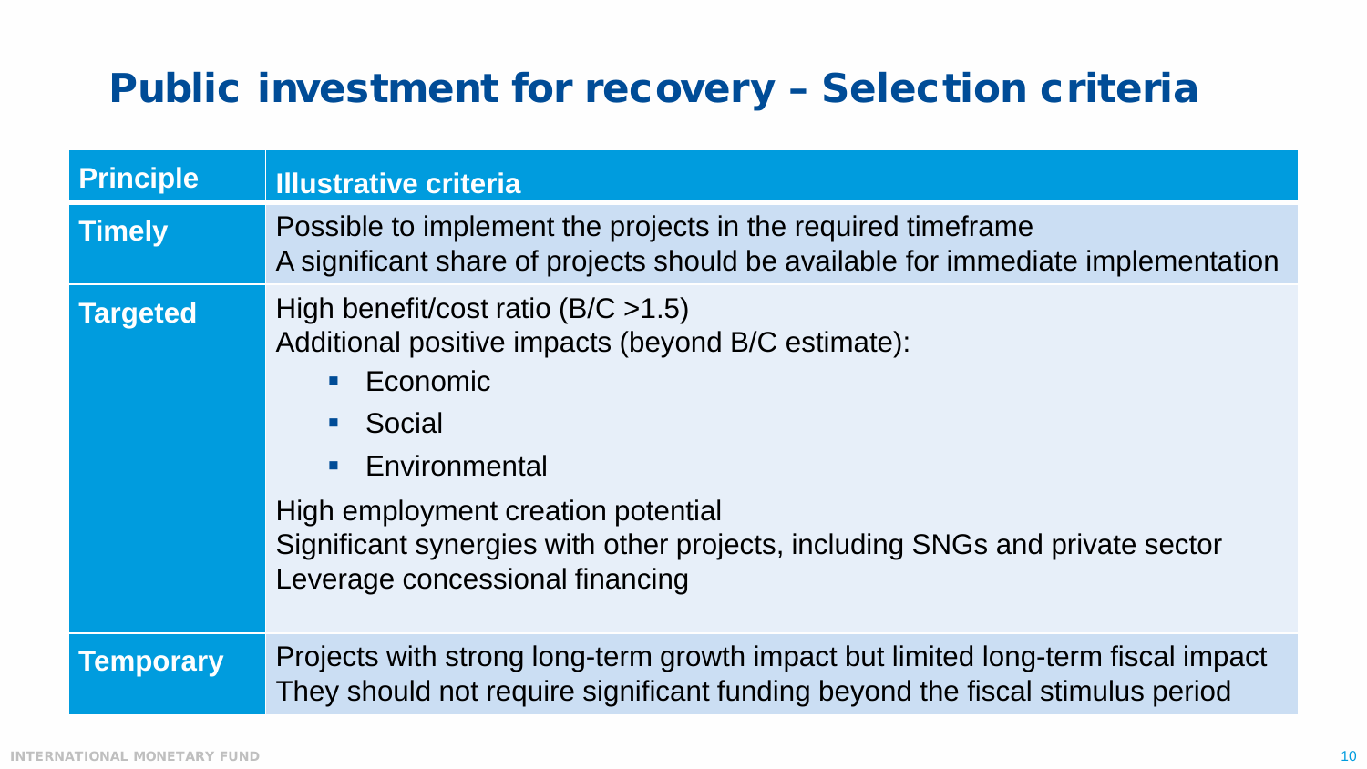# Public investment for recovery – Selection criteria

| Principle | Illustrative criteria |
|---|---|
| **Timely** | Possible to implement the projects in the required timeframe<br>A significant share of projects should be available for immediate implementation |
| **Targeted** | High benefit/cost ratio (B/C >1.5)<br>Additional positive impacts (beyond B/C estimate):<br>▪ Economic<br>▪ Social<br>▪ Environmental<br>High employment creation potential<br>Significant synergies with other projects, including SNGs and private sector<br>Leverage concessional financing |
| **Temporary** | Projects with strong long-term growth impact but limited long-term fiscal impact<br>They should not require significant funding beyond the fiscal stimulus period |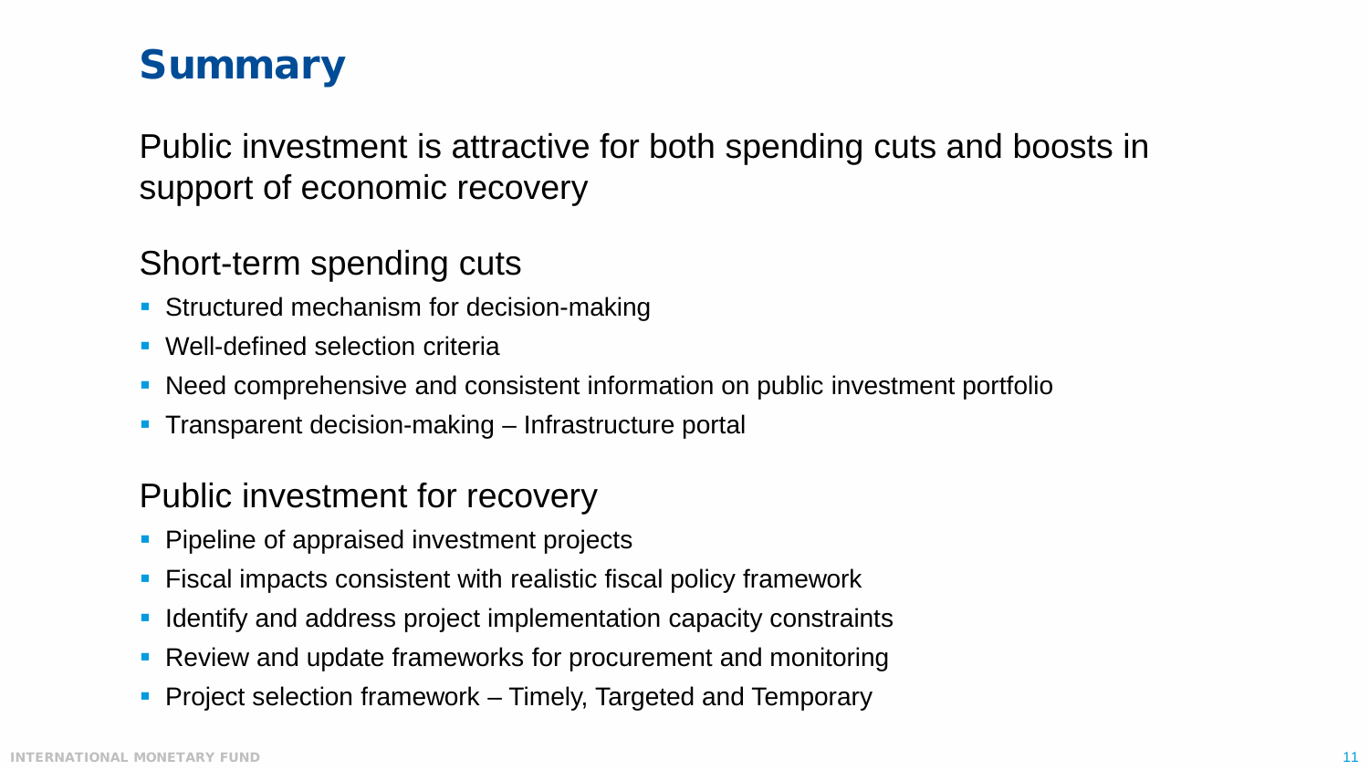# Summary

Public investment is attractive for both spending cuts and boosts in support of economic recovery

## Short-term spending cuts

- Structured mechanism for decision-making
- Well-defined selection criteria
- Need comprehensive and consistent information on public investment portfolio
- Transparent decision-making – Infrastructure portal

## Public investment for recovery

- Pipeline of appraised investment projects
- Fiscal impacts consistent with realistic fiscal policy framework
- Identify and address project implementation capacity constraints
- Review and update frameworks for procurement and monitoring
- Project selection framework – Timely, Targeted and Temporary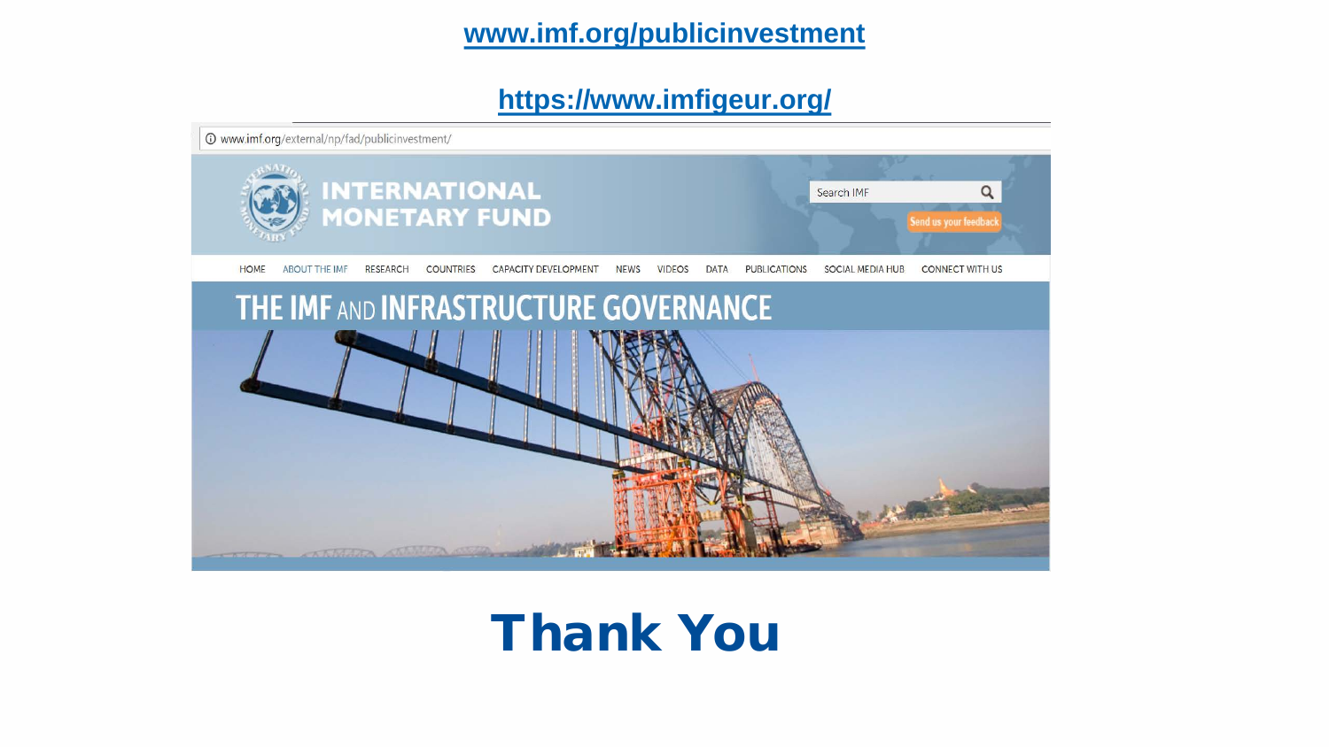www.imf.org/publicinvestment

https://www.imfigeur.org/

www.imf.org/external/np/fad/publicinvestment/

INTERNATIONAL MONETARY FUND

Search IMF

Send us your feedback

HOME ABOUT THE IMF RESEARCH COUNTRIES CAPACITY DEVELOPMENT NEWS VIDEOS DATA PUBLICATIONS SOCIAL MEDIA HUB CONNECT WITH US

THE IMF AND INFRASTRUCTURE GOVERNANCE

# Thank You